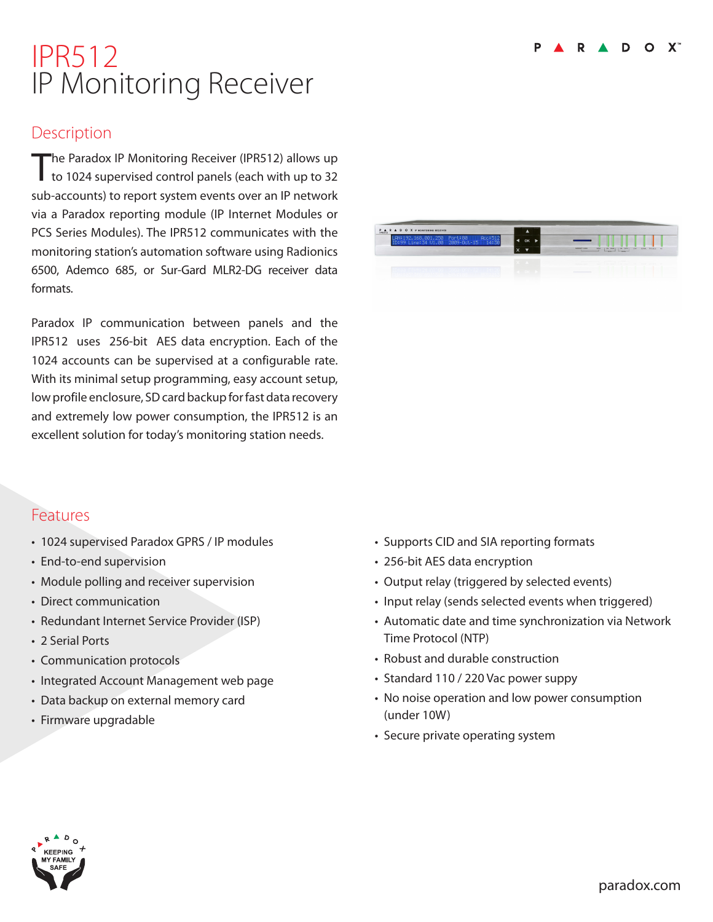# IPR512
# IP Monitoring Receiver

## Description

The Paradox IP Monitoring Receiver (IPR512) allows up to 1024 supervised control panels (each with up to 32 sub-accounts) to report system events over an IP network via a Paradox reporting module (IP Internet Modules or PCS Series Modules). The IPR512 communicates with the monitoring station's automation software using Radionics 6500, Ademco 685, or Sur-Gard MLR2-DG receiver data formats.

Paradox IP communication between panels and the IPR512 uses 256-bit AES data encryption. Each of the 1024 accounts can be supervised at a configurable rate. With its minimal setup programming, easy account setup, low profile enclosure, SD card backup for fast data recovery and extremely low power consumption, the IPR512 is an excellent solution for today's monitoring station needs.

## Features

- 1024 supervised Paradox GPRS / IP modules
- End-to-end supervision
- Module polling and receiver supervision
- Direct communication
- Redundant Internet Service Provider (ISP)
- 2 Serial Ports
- Communication protocols
- Integrated Account Management web page
- Data backup on external memory card
- Firmware upgradable
- Supports CID and SIA reporting formats
- 256-bit AES data encryption
- Output relay (triggered by selected events)
- Input relay (sends selected events when triggered)
- Automatic date and time synchronization via Network Time Protocol (NTP)
- Robust and durable construction
- Standard 110 / 220 Vac power suppy
- No noise operation and low power consumption (under 10W)
- Secure private operating system

paradox.com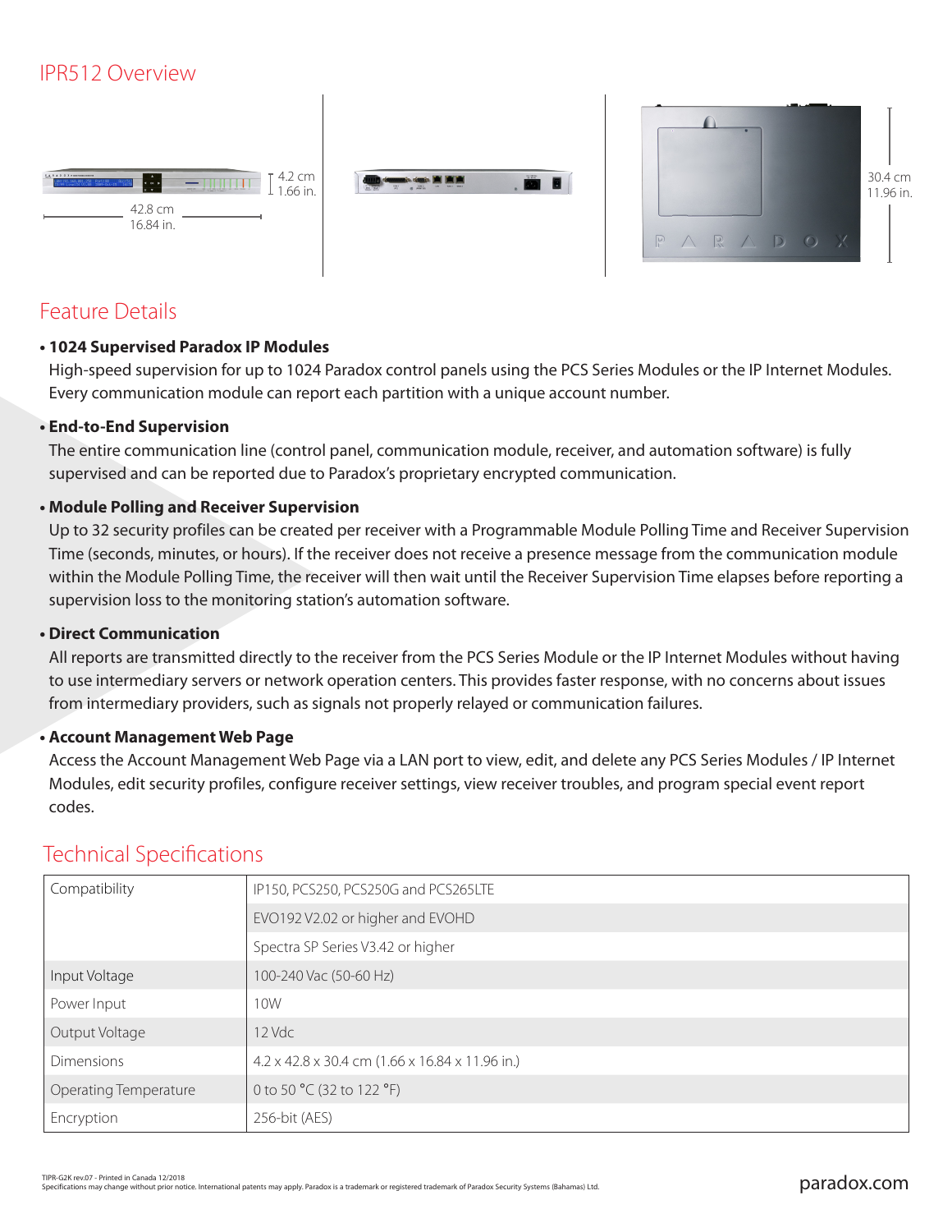## IPR512 Overview

4.2 cm
1.66 in.

42.8 cm
16.84 in.

30.4 cm
11.96 in.

## Feature Details

- **1024 Supervised Paradox IP Modules**
  High-speed supervision for up to 1024 Paradox control panels using the PCS Series Modules or the IP Internet Modules. Every communication module can report each partition with a unique account number.

- **End-to-End Supervision**
  The entire communication line (control panel, communication module, receiver, and automation software) is fully supervised and can be reported due to Paradox's proprietary encrypted communication.

- **Module Polling and Receiver Supervision**
  Up to 32 security profiles can be created per receiver with a Programmable Module Polling Time and Receiver Supervision Time (seconds, minutes, or hours). If the receiver does not receive a presence message from the communication module within the Module Polling Time, the receiver will then wait until the Receiver Supervision Time elapses before reporting a supervision loss to the monitoring station's automation software.

- **Direct Communication**
  All reports are transmitted directly to the receiver from the PCS Series Module or the IP Internet Modules without having to use intermediary servers or network operation centers. This provides faster response, with no concerns about issues from intermediary providers, such as signals not properly relayed or communication failures.

- **Account Management Web Page**
  Access the Account Management Web Page via a LAN port to view, edit, and delete any PCS Series Modules / IP Internet Modules, edit security profiles, configure receiver settings, view receiver troubles, and program special event report codes.

## Technical Specifications

| | |
|---|---|
| Compatibility | IP150, PCS250, PCS250G and PCS265LTE |
| | EVO192 V2.02 or higher and EVOHD |
| | Spectra SP Series V3.42 or higher |
| Input Voltage | 100-240 Vac (50-60 Hz) |
| Power Input | 10W |
| Output Voltage | 12 Vdc |
| Dimensions | 4.2 x 42.8 x 30.4 cm (1.66 x 16.84 x 11.96 in.) |
| Operating Temperature | 0 to 50 °C (32 to 122 °F) |
| Encryption | 256-bit (AES) |

TIPR-G2K rev.07 - Printed in Canada 12/2018
Specifications may change without prior notice. International patents may apply. Paradox is a trademark or registered trademark of Paradox Security Systems (Bahamas) Ltd.

paradox.com